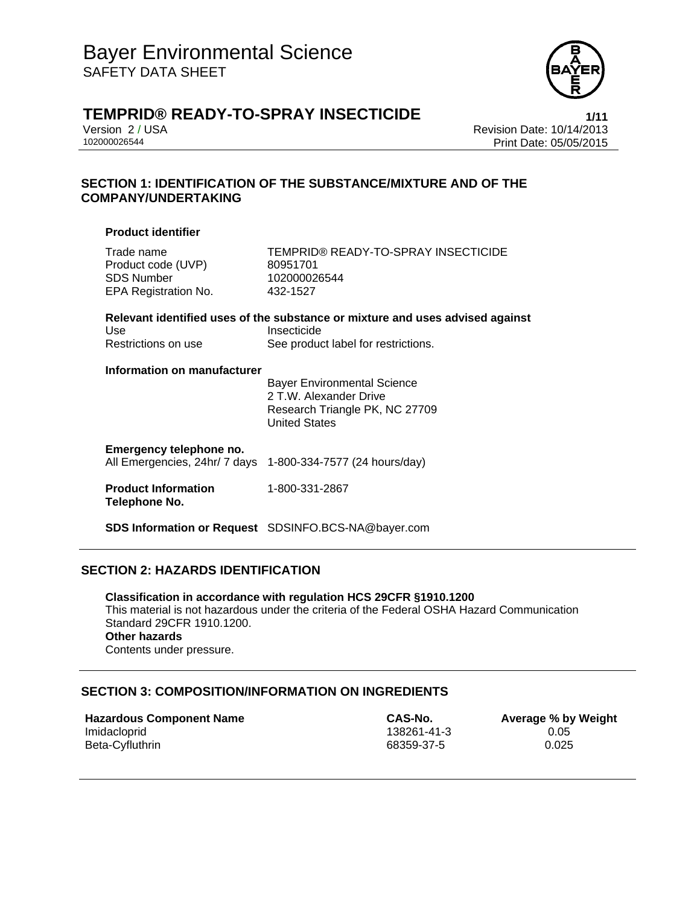# Bayer Environmental Science
SAFETY DATA SHEET

## TEMPRID® READY-TO-SPRAY INSECTICIDE

Version 2 / USA
102000026544

Revision Date: 10/14/2013
Print Date: 05/05/2015

## SECTION 1: IDENTIFICATION OF THE SUBSTANCE/MIXTURE AND OF THE COMPANY/UNDERTAKING

**Product identifier**

| | |
|---|---|
| Trade name | TEMPRID® READY-TO-SPRAY INSECTICIDE |
| Product code (UVP) | 80951701 |
| SDS Number | 102000026544 |
| EPA Registration No. | 432-1527 |

**Relevant identified uses of the substance or mixture and uses advised against**

| | |
|---|---|
| Use | Insecticide |
| Restrictions on use | See product label for restrictions. |

**Information on manufacturer**

Bayer Environmental Science
2 T.W. Alexander Drive
Research Triangle PK, NC 27709
United States

**Emergency telephone no.**
All Emergencies, 24hr/ 7 days 1-800-334-7577 (24 hours/day)

**Product Information Telephone No.** 1-800-331-2867

**SDS Information or Request** SDSINFO.BCS-NA@bayer.com

## SECTION 2: HAZARDS IDENTIFICATION

**Classification in accordance with regulation HCS 29CFR §1910.1200**
This material is not hazardous under the criteria of the Federal OSHA Hazard Communication Standard 29CFR 1910.1200.
**Other hazards**
Contents under pressure.

## SECTION 3: COMPOSITION/INFORMATION ON INGREDIENTS

| Hazardous Component Name | CAS-No. | Average % by Weight |
|---|---|---|
| Imidacloprid | 138261-41-3 | 0.05 |
| Beta-Cyfluthrin | 68359-37-5 | 0.025 |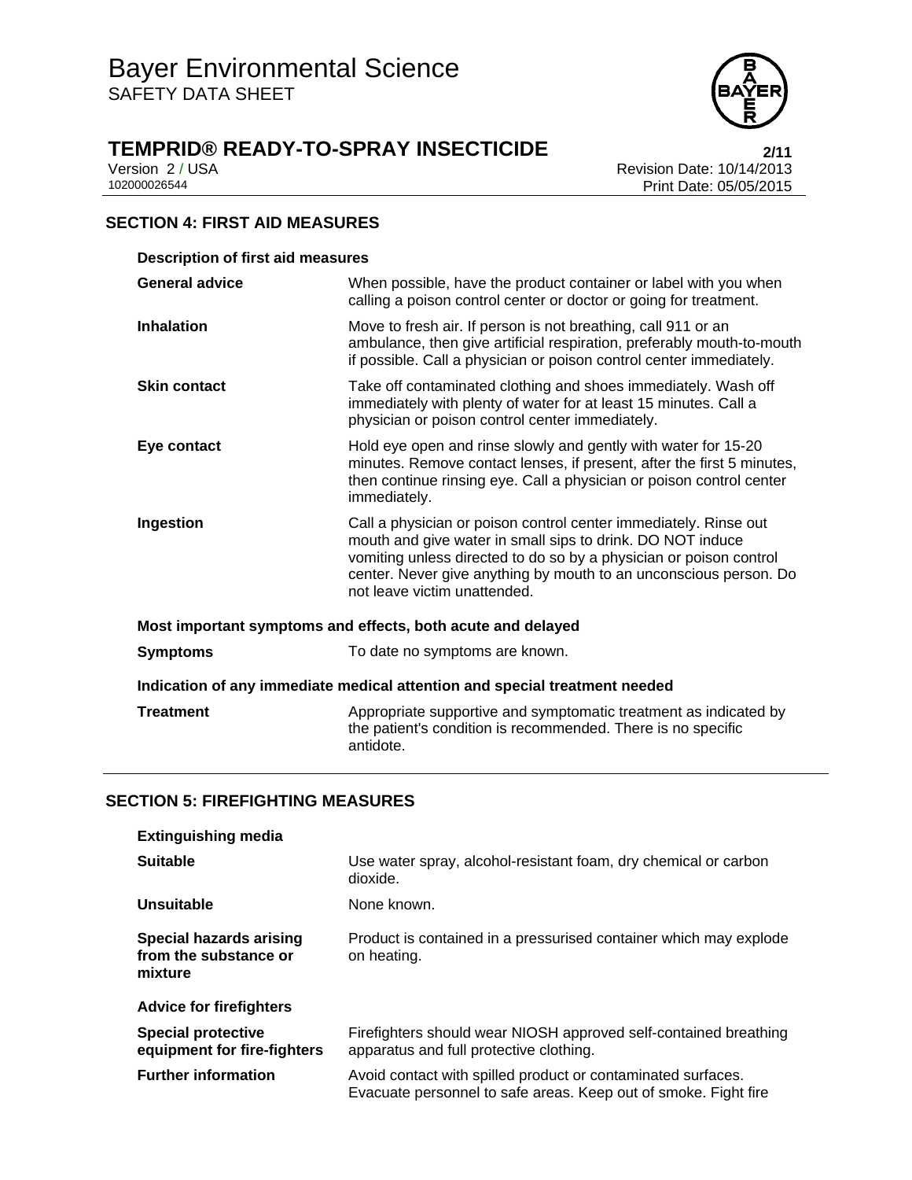## SECTION 4: FIRST AID MEASURES

**Description of first aid measures**

| | |
|---|---|
| **General advice** | When possible, have the product container or label with you when calling a poison control center or doctor or going for treatment. |
| **Inhalation** | Move to fresh air. If person is not breathing, call 911 or an ambulance, then give artificial respiration, preferably mouth-to-mouth if possible. Call a physician or poison control center immediately. |
| **Skin contact** | Take off contaminated clothing and shoes immediately. Wash off immediately with plenty of water for at least 15 minutes. Call a physician or poison control center immediately. |
| **Eye contact** | Hold eye open and rinse slowly and gently with water for 15-20 minutes. Remove contact lenses, if present, after the first 5 minutes, then continue rinsing eye. Call a physician or poison control center immediately. |
| **Ingestion** | Call a physician or poison control center immediately. Rinse out mouth and give water in small sips to drink. DO NOT induce vomiting unless directed to do so by a physician or poison control center. Never give anything by mouth to an unconscious person. Do not leave victim unattended. |

**Most important symptoms and effects, both acute and delayed**

| | |
|---|---|
| **Symptoms** | To date no symptoms are known. |

**Indication of any immediate medical attention and special treatment needed**

| | |
|---|---|
| **Treatment** | Appropriate supportive and symptomatic treatment as indicated by the patient's condition is recommended. There is no specific antidote. |

## SECTION 5: FIREFIGHTING MEASURES

**Extinguishing media**

| | |
|---|---|
| **Suitable** | Use water spray, alcohol-resistant foam, dry chemical or carbon dioxide. |
| **Unsuitable** | None known. |
| **Special hazards arising from the substance or mixture** | Product is contained in a pressurised container which may explode on heating. |

**Advice for firefighters**

| | |
|---|---|
| **Special protective equipment for fire-fighters** | Firefighters should wear NIOSH approved self-contained breathing apparatus and full protective clothing. |
| **Further information** | Avoid contact with spilled product or contaminated surfaces. Evacuate personnel to safe areas. Keep out of smoke. Fight fire |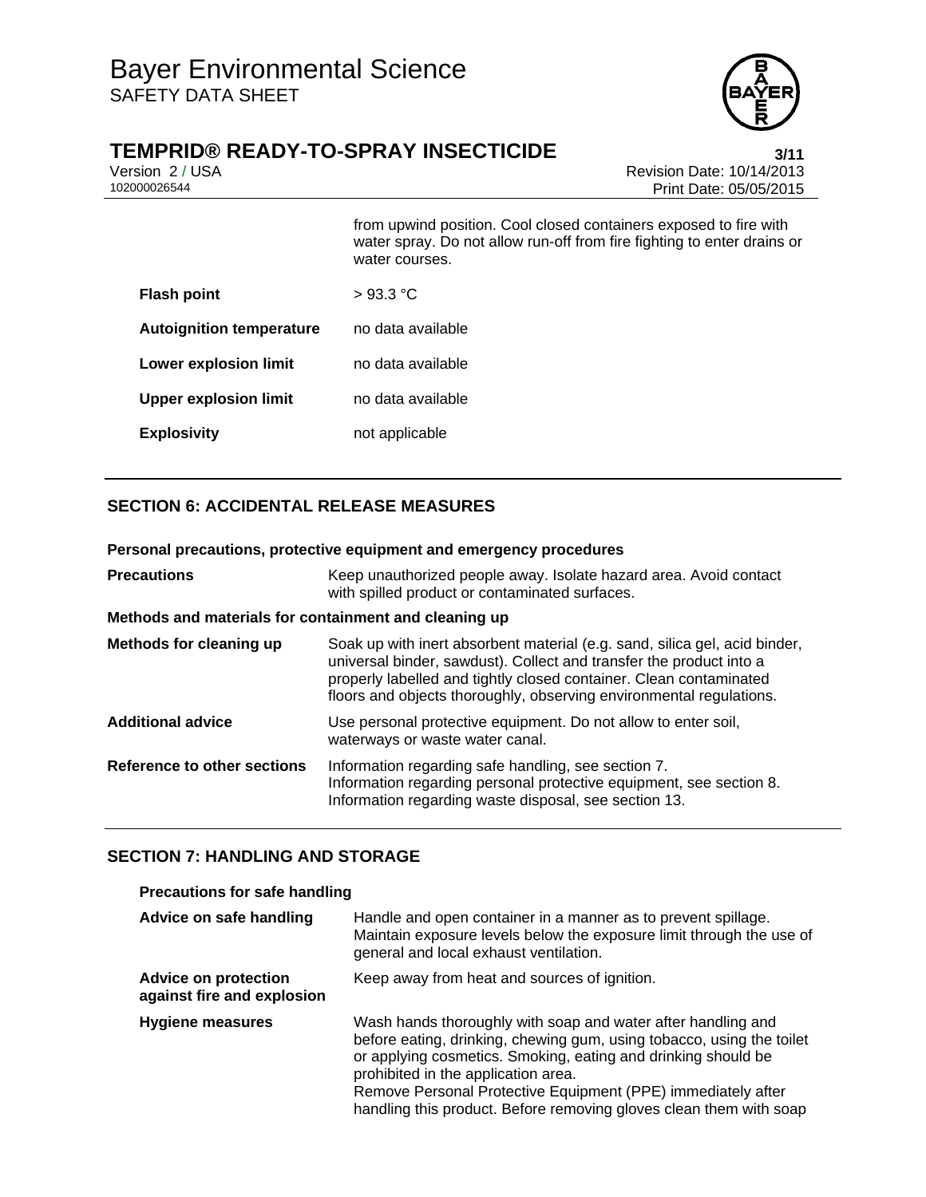from upwind position. Cool closed containers exposed to fire with water spray. Do not allow run-off from fire fighting to enter drains or water courses.

| | |
|---|---|
| **Flash point** | > 93.3 °C |
| **Autoignition temperature** | no data available |
| **Lower explosion limit** | no data available |
| **Upper explosion limit** | no data available |
| **Explosivity** | not applicable |

## SECTION 6: ACCIDENTAL RELEASE MEASURES

**Personal precautions, protective equipment and emergency procedures**

| | |
|---|---|
| **Precautions** | Keep unauthorized people away. Isolate hazard area. Avoid contact with spilled product or contaminated surfaces. |

**Methods and materials for containment and cleaning up**

| | |
|---|---|
| **Methods for cleaning up** | Soak up with inert absorbent material (e.g. sand, silica gel, acid binder, universal binder, sawdust). Collect and transfer the product into a properly labelled and tightly closed container. Clean contaminated floors and objects thoroughly, observing environmental regulations. |
| **Additional advice** | Use personal protective equipment. Do not allow to enter soil, waterways or waste water canal. |
| **Reference to other sections** | Information regarding safe handling, see section 7.<br>Information regarding personal protective equipment, see section 8.<br>Information regarding waste disposal, see section 13. |

## SECTION 7: HANDLING AND STORAGE

**Precautions for safe handling**

| | |
|---|---|
| **Advice on safe handling** | Handle and open container in a manner as to prevent spillage. Maintain exposure levels below the exposure limit through the use of general and local exhaust ventilation. |
| **Advice on protection against fire and explosion** | Keep away from heat and sources of ignition. |
| **Hygiene measures** | Wash hands thoroughly with soap and water after handling and before eating, drinking, chewing gum, using tobacco, using the toilet or applying cosmetics. Smoking, eating and drinking should be prohibited in the application area.<br>Remove Personal Protective Equipment (PPE) immediately after handling this product. Before removing gloves clean them with soap |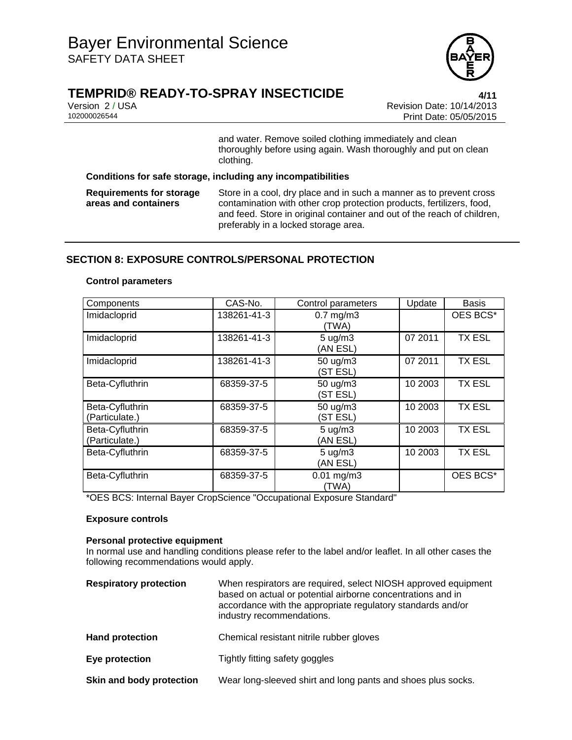and water. Remove soiled clothing immediately and clean thoroughly before using again. Wash thoroughly and put on clean clothing.

**Conditions for safe storage, including any incompatibilities**

**Requirements for storage areas and containers**
Store in a cool, dry place and in such a manner as to prevent cross contamination with other crop protection products, fertilizers, food, and feed. Store in original container and out of the reach of children, preferably in a locked storage area.

## SECTION 8: EXPOSURE CONTROLS/PERSONAL PROTECTION

**Control parameters**

| Components | CAS-No. | Control parameters | Update | Basis |
|---|---|---|---|---|
| Imidacloprid | 138261-41-3 | 0.7 mg/m3 (TWA) | | OES BCS* |
| Imidacloprid | 138261-41-3 | 5 ug/m3 (AN ESL) | 07 2011 | TX ESL |
| Imidacloprid | 138261-41-3 | 50 ug/m3 (ST ESL) | 07 2011 | TX ESL |
| Beta-Cyfluthrin | 68359-37-5 | 50 ug/m3 (ST ESL) | 10 2003 | TX ESL |
| Beta-Cyfluthrin (Particulate.) | 68359-37-5 | 50 ug/m3 (ST ESL) | 10 2003 | TX ESL |
| Beta-Cyfluthrin (Particulate.) | 68359-37-5 | 5 ug/m3 (AN ESL) | 10 2003 | TX ESL |
| Beta-Cyfluthrin | 68359-37-5 | 5 ug/m3 (AN ESL) | 10 2003 | TX ESL |
| Beta-Cyfluthrin | 68359-37-5 | 0.01 mg/m3 (TWA) | | OES BCS* |

*OES BCS: Internal Bayer CropScience "Occupational Exposure Standard"

**Exposure controls**

**Personal protective equipment**

In normal use and handling conditions please refer to the label and/or leaflet. In all other cases the following recommendations would apply.

**Respiratory protection**
When respirators are required, select NIOSH approved equipment based on actual or potential airborne concentrations and in accordance with the appropriate regulatory standards and/or industry recommendations.

**Hand protection**
Chemical resistant nitrile rubber gloves

**Eye protection**
Tightly fitting safety goggles

**Skin and body protection**
Wear long-sleeved shirt and long pants and shoes plus socks.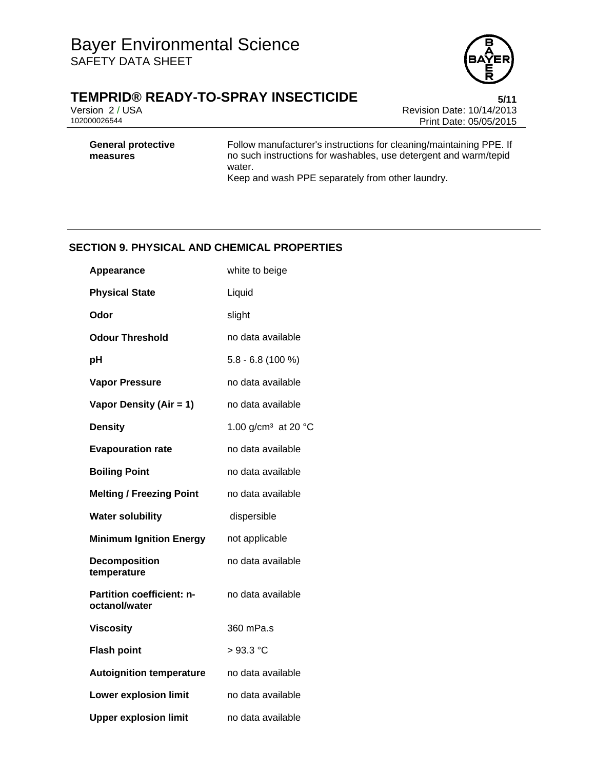| | |
|---|---|
| **General protective measures** | Follow manufacturer's instructions for cleaning/maintaining PPE. If no such instructions for washables, use detergent and warm/tepid water.<br>Keep and wash PPE separately from other laundry. |

## SECTION 9. PHYSICAL AND CHEMICAL PROPERTIES

| | |
|---|---|
| **Appearance** | white to beige |
| **Physical State** | Liquid |
| **Odor** | slight |
| **Odour Threshold** | no data available |
| **pH** | 5.8 - 6.8 (100 %) |
| **Vapor Pressure** | no data available |
| **Vapor Density (Air = 1)** | no data available |
| **Density** | 1.00 $g/cm^3$ at 20 °C |
| **Evapouration rate** | no data available |
| **Boiling Point** | no data available |
| **Melting / Freezing Point** | no data available |
| **Water solubility** | dispersible |
| **Minimum Ignition Energy** | not applicable |
| **Decomposition temperature** | no data available |
| **Partition coefficient: n-octanol/water** | no data available |
| **Viscosity** | 360 mPa.s |
| **Flash point** | > 93.3 °C |
| **Autoignition temperature** | no data available |
| **Lower explosion limit** | no data available |
| **Upper explosion limit** | no data available |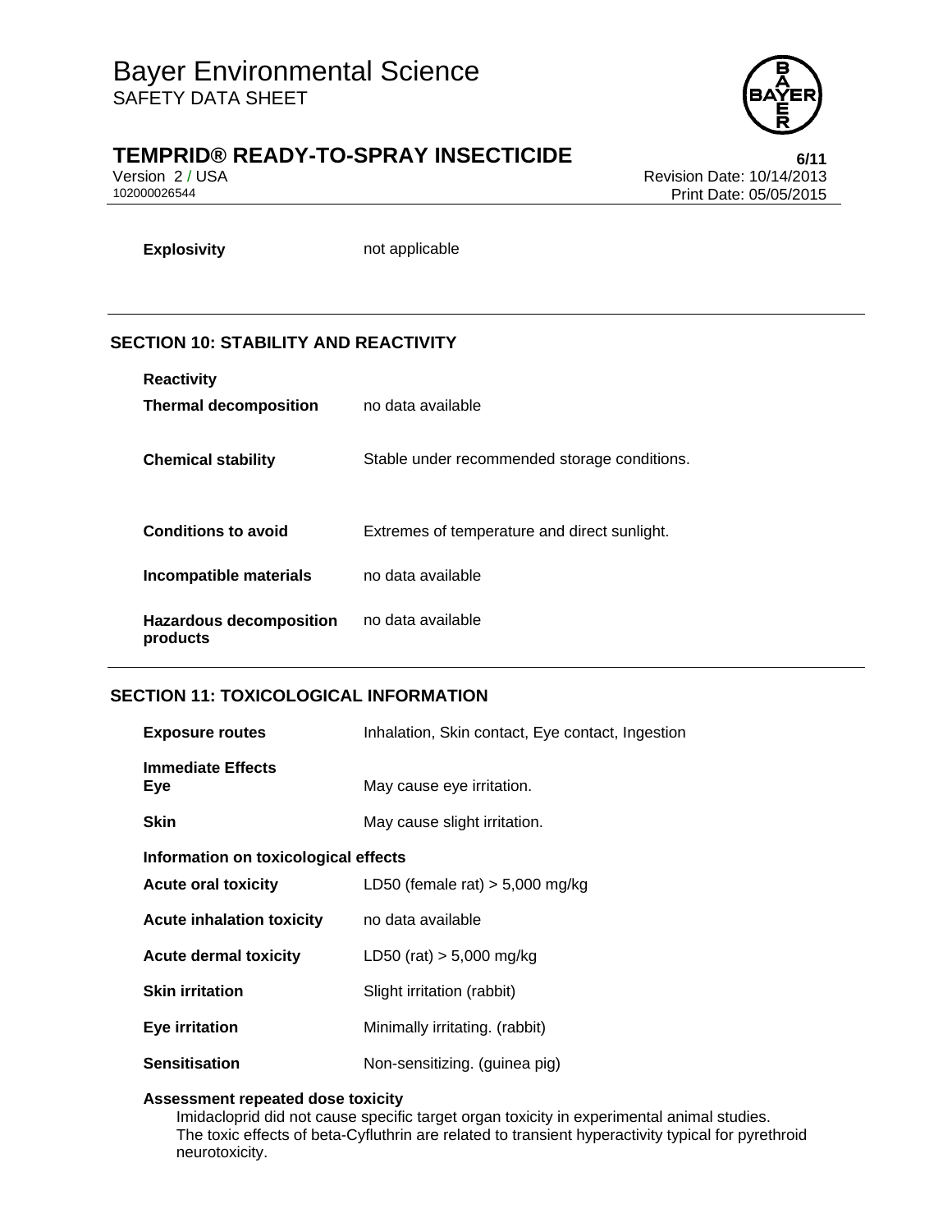**Explosivity** not applicable

## SECTION 10: STABILITY AND REACTIVITY

**Reactivity**

| | |
|---|---|
| **Thermal decomposition** | no data available |
| **Chemical stability** | Stable under recommended storage conditions. |
| **Conditions to avoid** | Extremes of temperature and direct sunlight. |
| **Incompatible materials** | no data available |
| **Hazardous decomposition products** | no data available |

## SECTION 11: TOXICOLOGICAL INFORMATION

| | |
|---|---|
| **Exposure routes** | Inhalation, Skin contact, Eye contact, Ingestion |

**Immediate Effects**

| | |
|---|---|
| **Eye** | May cause eye irritation. |
| **Skin** | May cause slight irritation. |

**Information on toxicological effects**

| | |
|---|---|
| **Acute oral toxicity** | LD50 (female rat) > 5,000 mg/kg |
| **Acute inhalation toxicity** | no data available |
| **Acute dermal toxicity** | LD50 (rat) > 5,000 mg/kg |
| **Skin irritation** | Slight irritation (rabbit) |
| **Eye irritation** | Minimally irritating. (rabbit) |
| **Sensitisation** | Non-sensitizing. (guinea pig) |

**Assessment repeated dose toxicity**

Imidacloprid did not cause specific target organ toxicity in experimental animal studies.
The toxic effects of beta-Cyfluthrin are related to transient hyperactivity typical for pyrethroid neurotoxicity.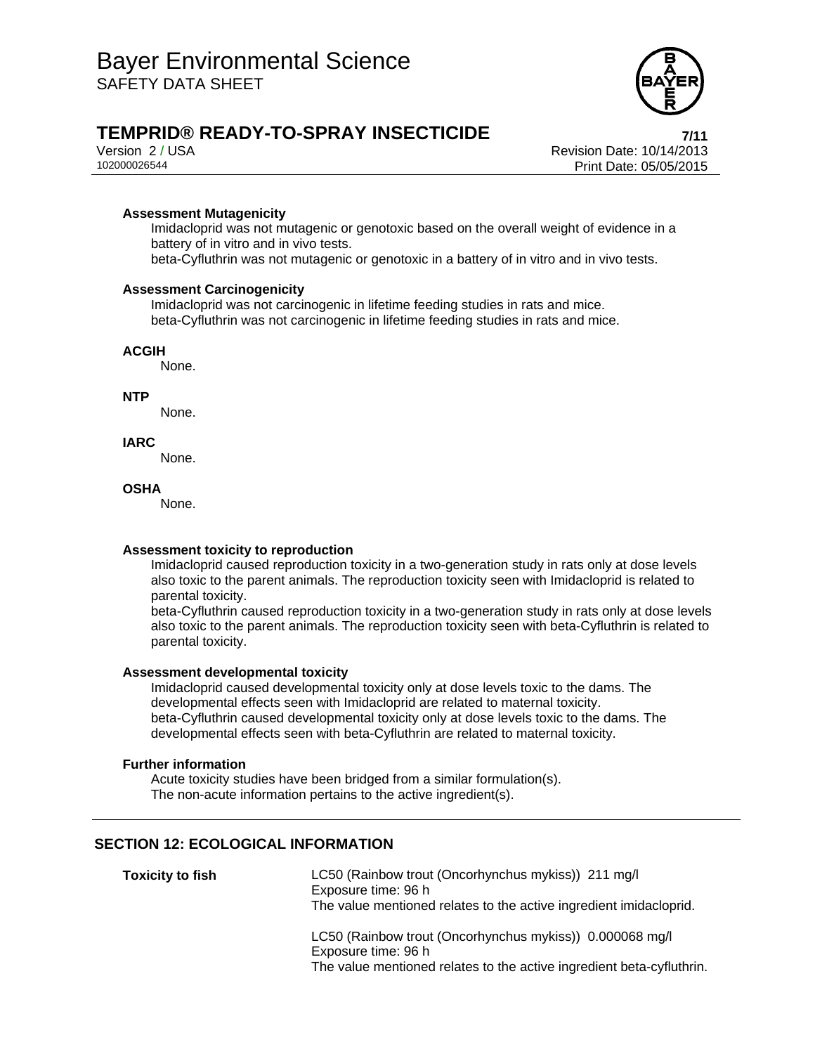**Assessment Mutagenicity**

Imidacloprid was not mutagenic or genotoxic based on the overall weight of evidence in a battery of in vitro and in vivo tests.
beta-Cyfluthrin was not mutagenic or genotoxic in a battery of in vitro and in vivo tests.

**Assessment Carcinogenicity**

Imidacloprid was not carcinogenic in lifetime feeding studies in rats and mice.
beta-Cyfluthrin was not carcinogenic in lifetime feeding studies in rats and mice.

**ACGIH**

None.

**NTP**

None.

**IARC**

None.

**OSHA**

None.

**Assessment toxicity to reproduction**

Imidacloprid caused reproduction toxicity in a two-generation study in rats only at dose levels also toxic to the parent animals. The reproduction toxicity seen with Imidacloprid is related to parental toxicity.
beta-Cyfluthrin caused reproduction toxicity in a two-generation study in rats only at dose levels also toxic to the parent animals. The reproduction toxicity seen with beta-Cyfluthrin is related to parental toxicity.

**Assessment developmental toxicity**

Imidacloprid caused developmental toxicity only at dose levels toxic to the dams. The developmental effects seen with Imidacloprid are related to maternal toxicity.
beta-Cyfluthrin caused developmental toxicity only at dose levels toxic to the dams. The developmental effects seen with beta-Cyfluthrin are related to maternal toxicity.

**Further information**

Acute toxicity studies have been bridged from a similar formulation(s).
The non-acute information pertains to the active ingredient(s).

## SECTION 12: ECOLOGICAL INFORMATION

**Toxicity to fish**

LC50 (Rainbow trout (Oncorhynchus mykiss)) 211 mg/l
Exposure time: 96 h
The value mentioned relates to the active ingredient imidacloprid.

LC50 (Rainbow trout (Oncorhynchus mykiss)) 0.000068 mg/l
Exposure time: 96 h
The value mentioned relates to the active ingredient beta-cyfluthrin.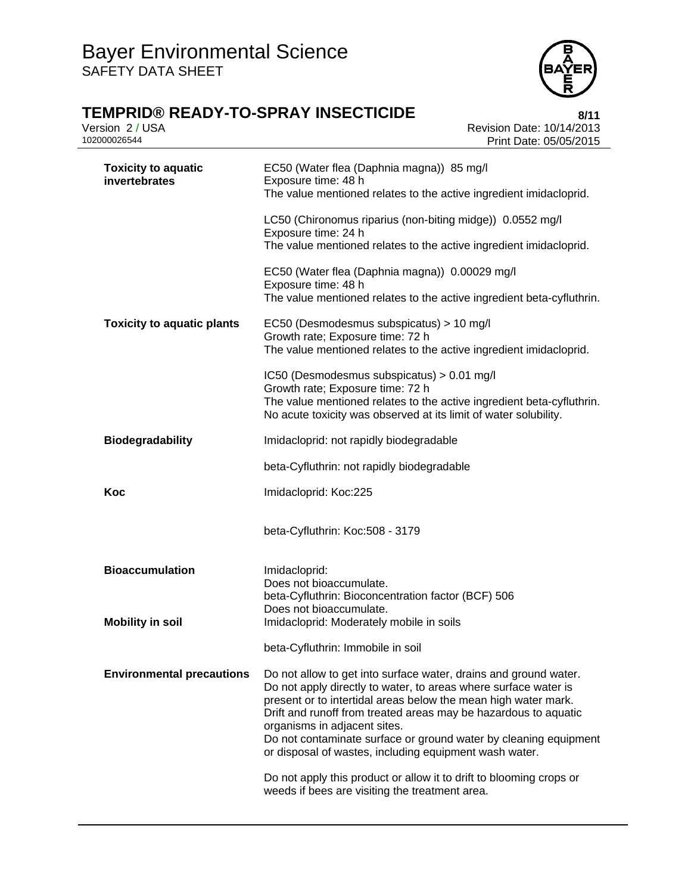| | |
|---|---|
| **Toxicity to aquatic invertebrates** | EC50 (Water flea (Daphnia magna)) 85 mg/l<br>Exposure time: 48 h<br>The value mentioned relates to the active ingredient imidacloprid.<br><br>LC50 (Chironomus riparius (non-biting midge)) 0.0552 mg/l<br>Exposure time: 24 h<br>The value mentioned relates to the active ingredient imidacloprid.<br><br>EC50 (Water flea (Daphnia magna)) 0.00029 mg/l<br>Exposure time: 48 h<br>The value mentioned relates to the active ingredient beta-cyfluthrin. |
| **Toxicity to aquatic plants** | EC50 (Desmodesmus subspicatus) > 10 mg/l<br>Growth rate; Exposure time: 72 h<br>The value mentioned relates to the active ingredient imidacloprid.<br><br>IC50 (Desmodesmus subspicatus) > 0.01 mg/l<br>Growth rate; Exposure time: 72 h<br>The value mentioned relates to the active ingredient beta-cyfluthrin.<br>No acute toxicity was observed at its limit of water solubility. |
| **Biodegradability** | Imidacloprid: not rapidly biodegradable<br><br>beta-Cyfluthrin: not rapidly biodegradable |
| **Koc** | Imidacloprid: Koc:225<br><br>beta-Cyfluthrin: Koc:508 - 3179 |
| **Bioaccumulation** | Imidacloprid:<br>Does not bioaccumulate.<br>beta-Cyfluthrin: Bioconcentration factor (BCF) 506<br>Does not bioaccumulate. |
| **Mobility in soil** | Imidacloprid: Moderately mobile in soils<br><br>beta-Cyfluthrin: Immobile in soil |
| **Environmental precautions** | Do not allow to get into surface water, drains and ground water.<br>Do not apply directly to water, to areas where surface water is present or to intertidal areas below the mean high water mark.<br>Drift and runoff from treated areas may be hazardous to aquatic organisms in adjacent sites.<br>Do not contaminate surface or ground water by cleaning equipment or disposal of wastes, including equipment wash water.<br><br>Do not apply this product or allow it to drift to blooming crops or weeds if bees are visiting the treatment area. |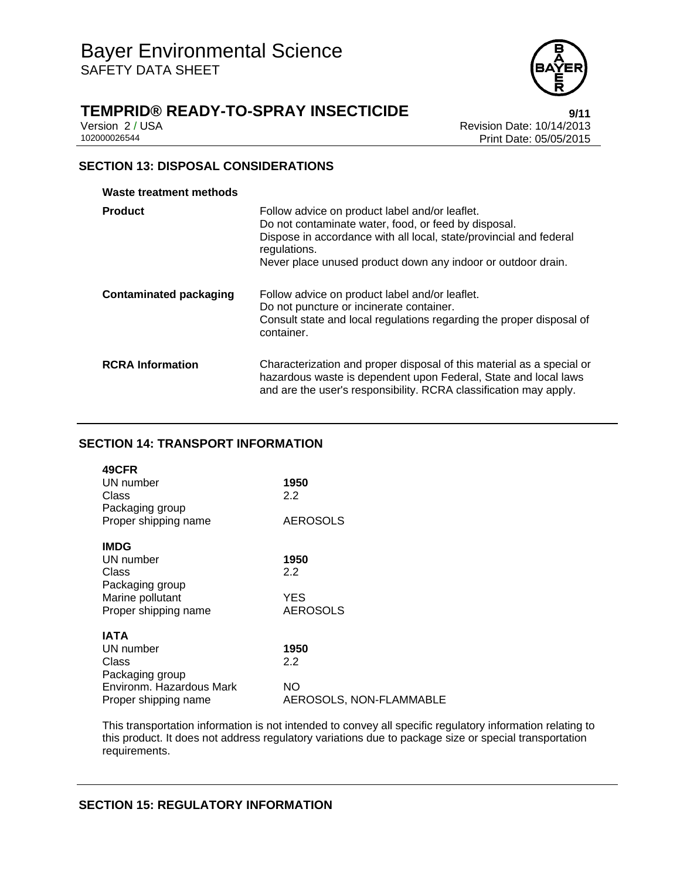## SECTION 13: DISPOSAL CONSIDERATIONS

**Waste treatment methods**

| | |
|---|---|
| **Product** | Follow advice on product label and/or leaflet.<br>Do not contaminate water, food, or feed by disposal.<br>Dispose in accordance with all local, state/provincial and federal regulations.<br>Never place unused product down any indoor or outdoor drain. |
| **Contaminated packaging** | Follow advice on product label and/or leaflet.<br>Do not puncture or incinerate container.<br>Consult state and local regulations regarding the proper disposal of container. |
| **RCRA Information** | Characterization and proper disposal of this material as a special or hazardous waste is dependent upon Federal, State and local laws and are the user's responsibility. RCRA classification may apply. |

## SECTION 14: TRANSPORT INFORMATION

**49CFR**

| | |
|---|---|
| UN number | **1950** |
| Class | 2.2 |
| Packaging group | |
| Proper shipping name | AEROSOLS |

**IMDG**

| | |
|---|---|
| UN number | **1950** |
| Class | 2.2 |
| Packaging group | |
| Marine pollutant | YES |
| Proper shipping name | AEROSOLS |

**IATA**

| | |
|---|---|
| UN number | **1950** |
| Class | 2.2 |
| Packaging group | |
| Environm. Hazardous Mark | NO |
| Proper shipping name | AEROSOLS, NON-FLAMMABLE |

This transportation information is not intended to convey all specific regulatory information relating to this product. It does not address regulatory variations due to package size or special transportation requirements.

## SECTION 15: REGULATORY INFORMATION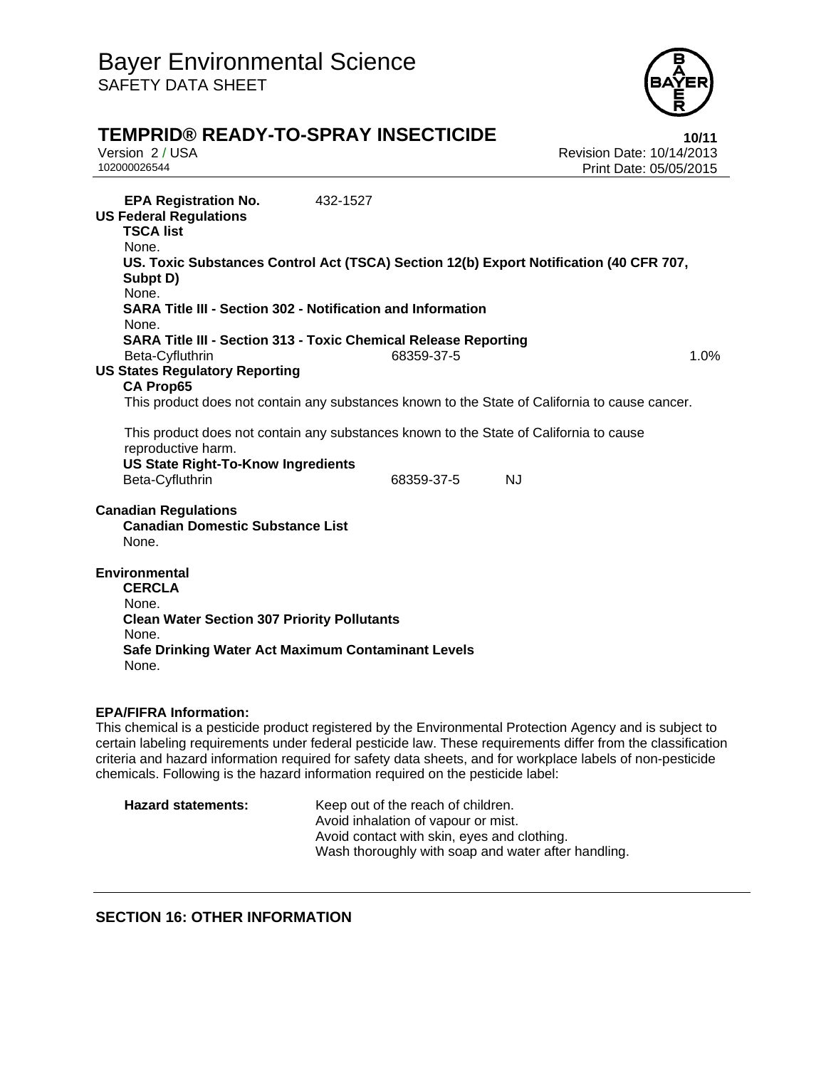**EPA Registration No.** 432-1527

**US Federal Regulations**

**TSCA list**

None.

**US. Toxic Substances Control Act (TSCA) Section 12(b) Export Notification (40 CFR 707, Subpt D)**

None.

**SARA Title III - Section 302 - Notification and Information**

None.

**SARA Title III - Section 313 - Toxic Chemical Release Reporting**

| | | |
|---|---|---|
| Beta-Cyfluthrin | 68359-37-5 | 1.0% |

**US States Regulatory Reporting**

**CA Prop65**

This product does not contain any substances known to the State of California to cause cancer.

This product does not contain any substances known to the State of California to cause reproductive harm.

**US State Right-To-Know Ingredients**

| | | |
|---|---|---|
| Beta-Cyfluthrin | 68359-37-5 | NJ |

**Canadian Regulations**

**Canadian Domestic Substance List**

None.

**Environmental**

**CERCLA**

None.

**Clean Water Section 307 Priority Pollutants**

None.

**Safe Drinking Water Act Maximum Contaminant Levels**

None.

**EPA/FIFRA Information:**

This chemical is a pesticide product registered by the Environmental Protection Agency and is subject to certain labeling requirements under federal pesticide law. These requirements differ from the classification criteria and hazard information required for safety data sheets, and for workplace labels of non-pesticide chemicals. Following is the hazard information required on the pesticide label:

**Hazard statements:**
Keep out of the reach of children.
Avoid inhalation of vapour or mist.
Avoid contact with skin, eyes and clothing.
Wash thoroughly with soap and water after handling.

## SECTION 16: OTHER INFORMATION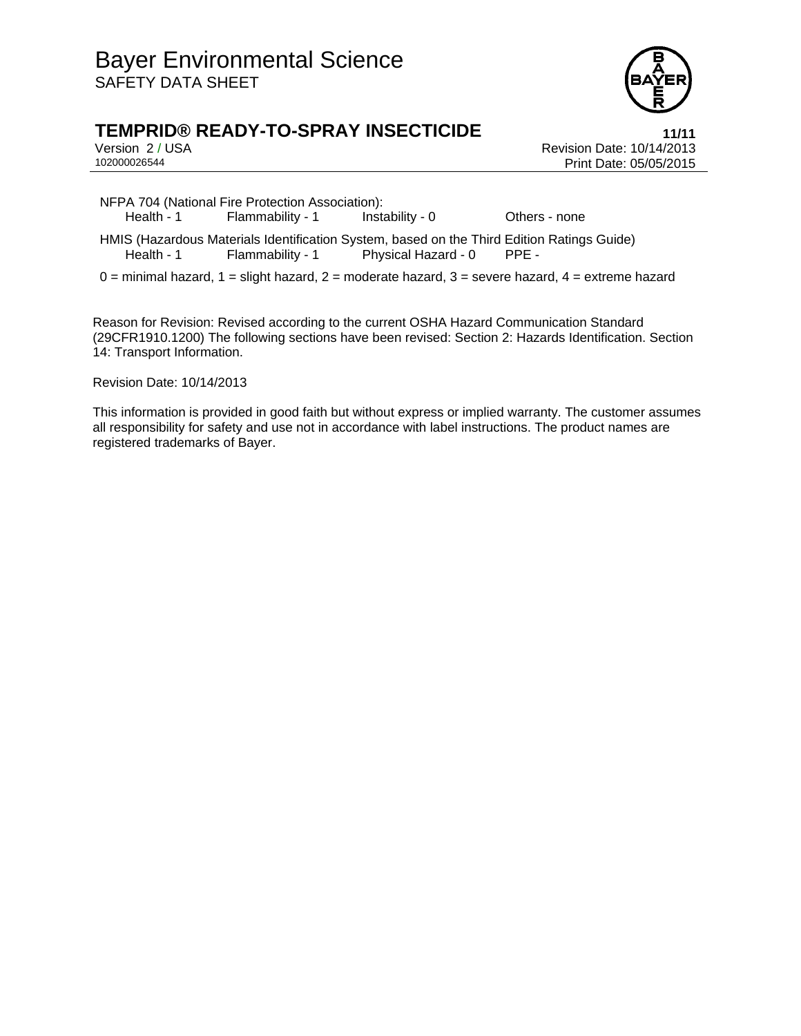NFPA 704 (National Fire Protection Association):

| | | | |
|---|---|---|---|
| Health - 1 | Flammability - 1 | Instability - 0 | Others - none |

HMIS (Hazardous Materials Identification System, based on the Third Edition Ratings Guide)

| | | | |
|---|---|---|---|
| Health - 1 | Flammability - 1 | Physical Hazard - 0 | PPE - |

0 = minimal hazard, 1 = slight hazard, 2 = moderate hazard, 3 = severe hazard, 4 = extreme hazard

Reason for Revision: Revised according to the current OSHA Hazard Communication Standard (29CFR1910.1200) The following sections have been revised: Section 2: Hazards Identification. Section 14: Transport Information.

Revision Date: 10/14/2013

This information is provided in good faith but without express or implied warranty. The customer assumes all responsibility for safety and use not in accordance with label instructions. The product names are registered trademarks of Bayer.